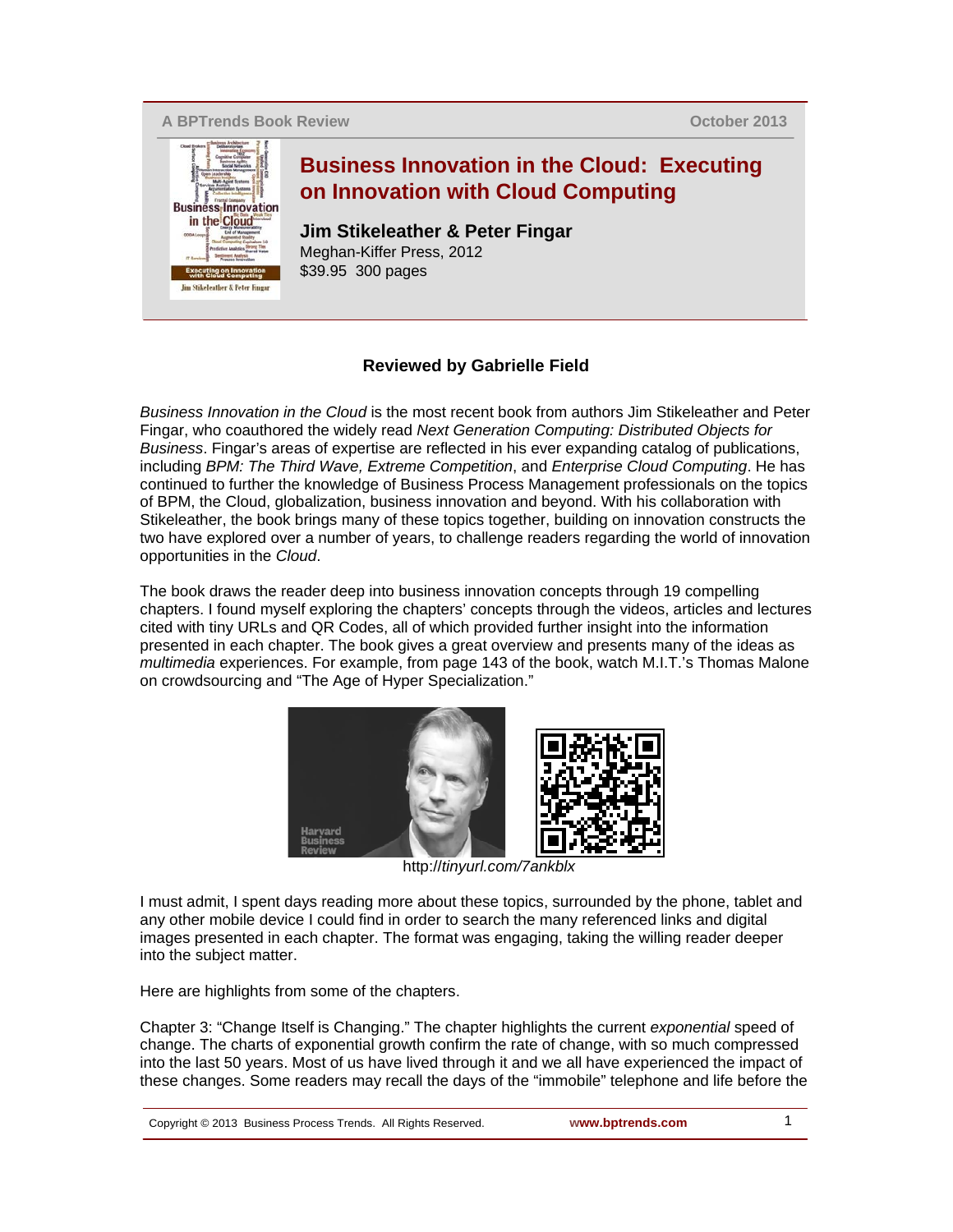A BPTrends Book Review

October 2013

# Business Innovation in the Cloud: Executing on Innovation with Cloud Computing

**Jim Stikeleather & Peter Fingar**
Meghan-Kiffer Press, 2012
$39.95 300 pages

### Reviewed by Gabrielle Field

*Business Innovation in the Cloud* is the most recent book from authors Jim Stikeleather and Peter Fingar, who coauthored the widely read *Next Generation Computing: Distributed Objects for Business*. Fingar's areas of expertise are reflected in his ever expanding catalog of publications, including *BPM: The Third Wave, Extreme Competition*, and *Enterprise Cloud Computing*. He has continued to further the knowledge of Business Process Management professionals on the topics of BPM, the Cloud, globalization, business innovation and beyond. With his collaboration with Stikeleather, the book brings many of these topics together, building on innovation constructs the two have explored over a number of years, to challenge readers regarding the world of innovation opportunities in the *Cloud*.

The book draws the reader deep into business innovation concepts through 19 compelling chapters. I found myself exploring the chapters' concepts through the videos, articles and lectures cited with tiny URLs and QR Codes, all of which provided further insight into the information presented in each chapter. The book gives a great overview and presents many of the ideas as *multimedia* experiences. For example, from page 143 of the book, watch M.I.T.'s Thomas Malone on crowdsourcing and "The Age of Hyper Specialization."

http://*tinyurl.com/7ankblx*

I must admit, I spent days reading more about these topics, surrounded by the phone, tablet and any other mobile device I could find in order to search the many referenced links and digital images presented in each chapter. The format was engaging, taking the willing reader deeper into the subject matter.

Here are highlights from some of the chapters.

Chapter 3: "Change Itself is Changing." The chapter highlights the current *exponential* speed of change. The charts of exponential growth confirm the rate of change, with so much compressed into the last 50 years. Most of us have lived through it and we all have experienced the impact of these changes. Some readers may recall the days of the "immobile" telephone and life before the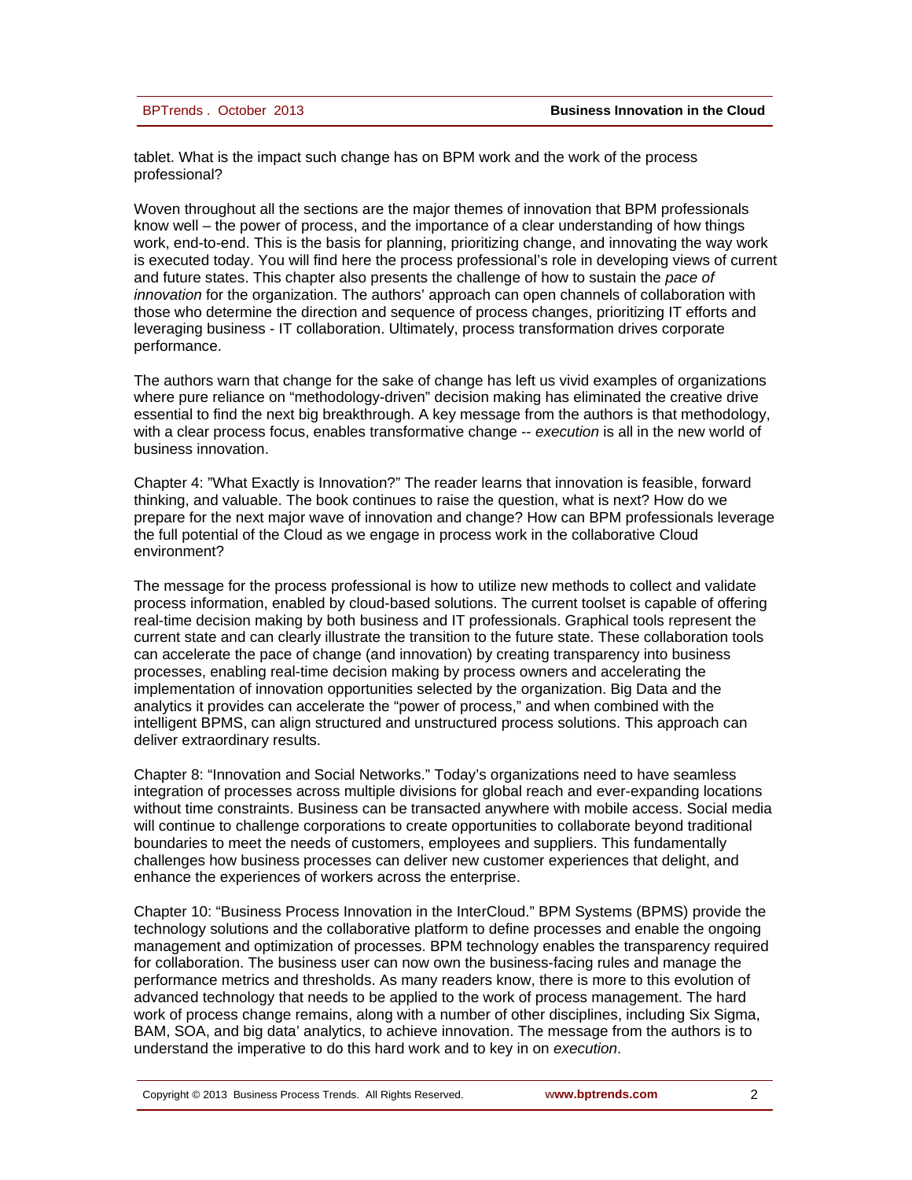tablet. What is the impact such change has on BPM work and the work of the process professional?

Woven throughout all the sections are the major themes of innovation that BPM professionals know well – the power of process, and the importance of a clear understanding of how things work, end-to-end. This is the basis for planning, prioritizing change, and innovating the way work is executed today. You will find here the process professional's role in developing views of current and future states. This chapter also presents the challenge of how to sustain the *pace of innovation* for the organization. The authors' approach can open channels of collaboration with those who determine the direction and sequence of process changes, prioritizing IT efforts and leveraging business - IT collaboration. Ultimately, process transformation drives corporate performance.

The authors warn that change for the sake of change has left us vivid examples of organizations where pure reliance on "methodology-driven" decision making has eliminated the creative drive essential to find the next big breakthrough. A key message from the authors is that methodology, with a clear process focus, enables transformative change -- *execution* is all in the new world of business innovation.

Chapter 4: "What Exactly is Innovation?" The reader learns that innovation is feasible, forward thinking, and valuable. The book continues to raise the question, what is next? How do we prepare for the next major wave of innovation and change? How can BPM professionals leverage the full potential of the Cloud as we engage in process work in the collaborative Cloud environment?

The message for the process professional is how to utilize new methods to collect and validate process information, enabled by cloud-based solutions. The current toolset is capable of offering real-time decision making by both business and IT professionals. Graphical tools represent the current state and can clearly illustrate the transition to the future state. These collaboration tools can accelerate the pace of change (and innovation) by creating transparency into business processes, enabling real-time decision making by process owners and accelerating the implementation of innovation opportunities selected by the organization. Big Data and the analytics it provides can accelerate the "power of process," and when combined with the intelligent BPMS, can align structured and unstructured process solutions. This approach can deliver extraordinary results.

Chapter 8: "Innovation and Social Networks." Today's organizations need to have seamless integration of processes across multiple divisions for global reach and ever-expanding locations without time constraints. Business can be transacted anywhere with mobile access. Social media will continue to challenge corporations to create opportunities to collaborate beyond traditional boundaries to meet the needs of customers, employees and suppliers. This fundamentally challenges how business processes can deliver new customer experiences that delight, and enhance the experiences of workers across the enterprise.

Chapter 10: "Business Process Innovation in the InterCloud." BPM Systems (BPMS) provide the technology solutions and the collaborative platform to define processes and enable the ongoing management and optimization of processes. BPM technology enables the transparency required for collaboration. The business user can now own the business-facing rules and manage the performance metrics and thresholds. As many readers know, there is more to this evolution of advanced technology that needs to be applied to the work of process management. The hard work of process change remains, along with a number of other disciplines, including Six Sigma, BAM, SOA, and big data' analytics, to achieve innovation. The message from the authors is to understand the imperative to do this hard work and to key in on *execution*.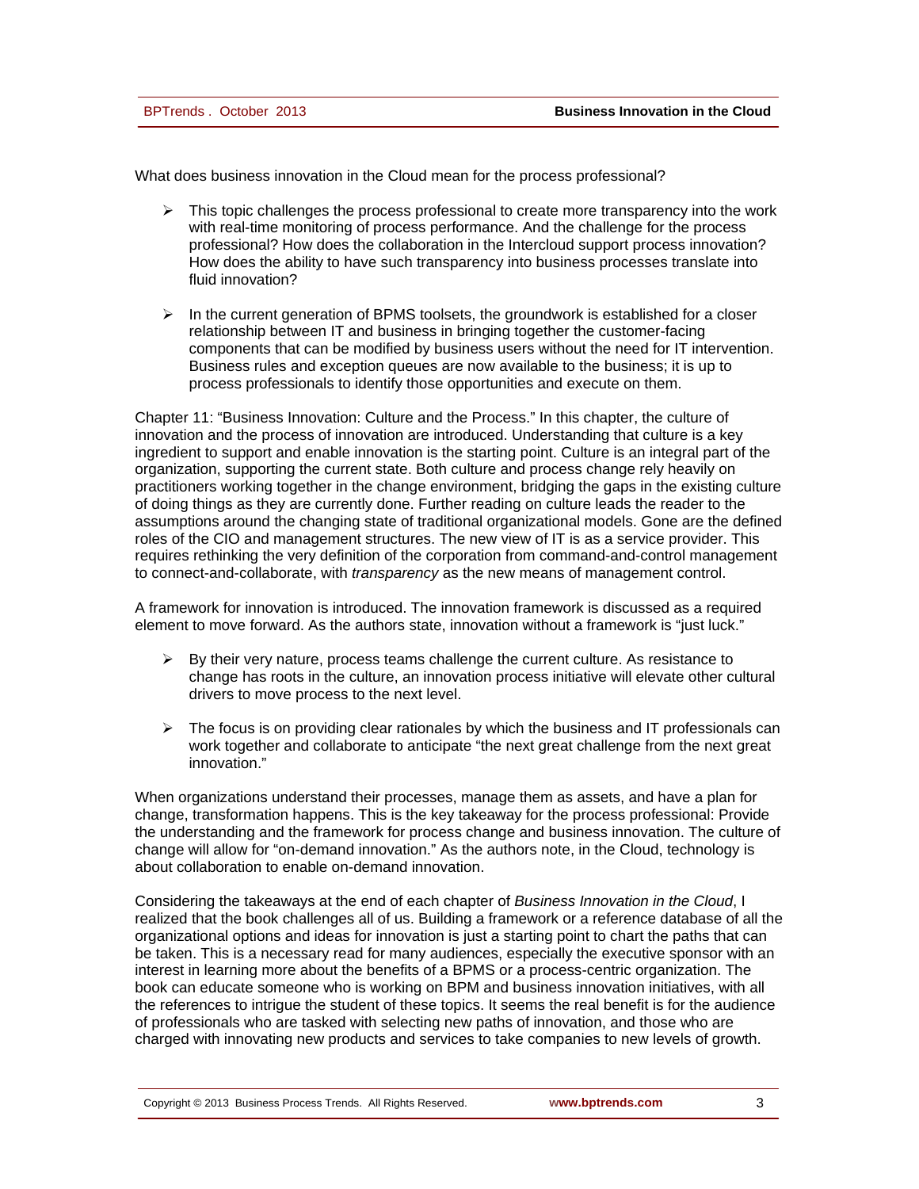What does business innovation in the Cloud mean for the process professional?

- This topic challenges the process professional to create more transparency into the work with real-time monitoring of process performance. And the challenge for the process professional? How does the collaboration in the Intercloud support process innovation? How does the ability to have such transparency into business processes translate into fluid innovation?

- In the current generation of BPMS toolsets, the groundwork is established for a closer relationship between IT and business in bringing together the customer-facing components that can be modified by business users without the need for IT intervention. Business rules and exception queues are now available to the business; it is up to process professionals to identify those opportunities and execute on them.

Chapter 11: "Business Innovation: Culture and the Process." In this chapter, the culture of innovation and the process of innovation are introduced. Understanding that culture is a key ingredient to support and enable innovation is the starting point. Culture is an integral part of the organization, supporting the current state. Both culture and process change rely heavily on practitioners working together in the change environment, bridging the gaps in the existing culture of doing things as they are currently done. Further reading on culture leads the reader to the assumptions around the changing state of traditional organizational models. Gone are the defined roles of the CIO and management structures. The new view of IT is as a service provider. This requires rethinking the very definition of the corporation from command-and-control management to connect-and-collaborate, with *transparency* as the new means of management control.

A framework for innovation is introduced. The innovation framework is discussed as a required element to move forward. As the authors state, innovation without a framework is "just luck."

- By their very nature, process teams challenge the current culture. As resistance to change has roots in the culture, an innovation process initiative will elevate other cultural drivers to move process to the next level.

- The focus is on providing clear rationales by which the business and IT professionals can work together and collaborate to anticipate "the next great challenge from the next great innovation."

When organizations understand their processes, manage them as assets, and have a plan for change, transformation happens. This is the key takeaway for the process professional: Provide the understanding and the framework for process change and business innovation. The culture of change will allow for "on-demand innovation." As the authors note, in the Cloud, technology is about collaboration to enable on-demand innovation.

Considering the takeaways at the end of each chapter of *Business Innovation in the Cloud*, I realized that the book challenges all of us. Building a framework or a reference database of all the organizational options and ideas for innovation is just a starting point to chart the paths that can be taken. This is a necessary read for many audiences, especially the executive sponsor with an interest in learning more about the benefits of a BPMS or a process-centric organization. The book can educate someone who is working on BPM and business innovation initiatives, with all the references to intrigue the student of these topics. It seems the real benefit is for the audience of professionals who are tasked with selecting new paths of innovation, and those who are charged with innovating new products and services to take companies to new levels of growth.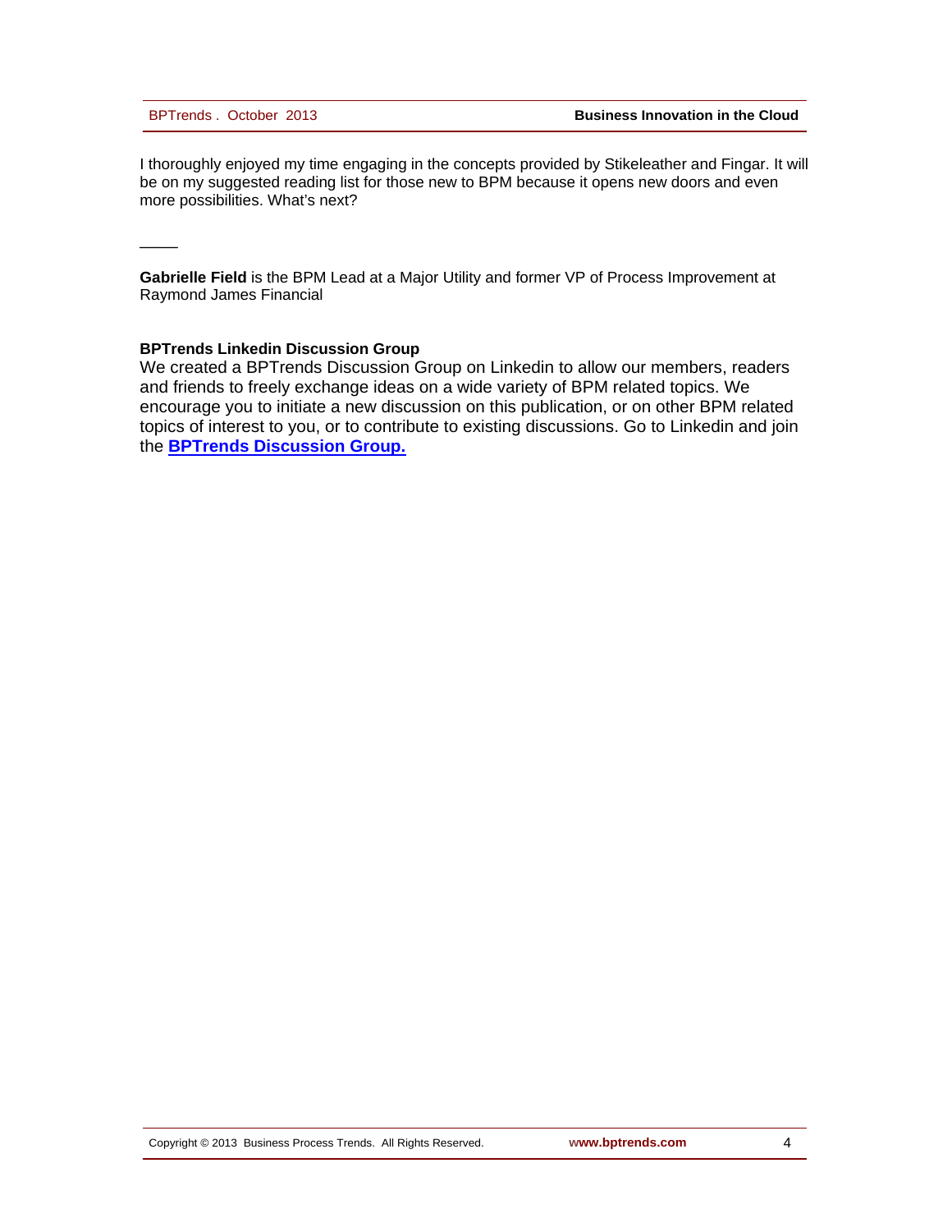I thoroughly enjoyed my time engaging in the concepts provided by Stikeleather and Fingar. It will be on my suggested reading list for those new to BPM because it opens new doors and even more possibilities. What's next?

____

**Gabrielle Field** is the BPM Lead at a Major Utility and former VP of Process Improvement at Raymond James Financial

**BPTrends Linkedin Discussion Group**

We created a BPTrends Discussion Group on Linkedin to allow our members, readers and friends to freely exchange ideas on a wide variety of BPM related topics. We encourage you to initiate a new discussion on this publication, or on other BPM related topics of interest to you, or to contribute to existing discussions. Go to Linkedin and join the **BPTrends Discussion Group.**